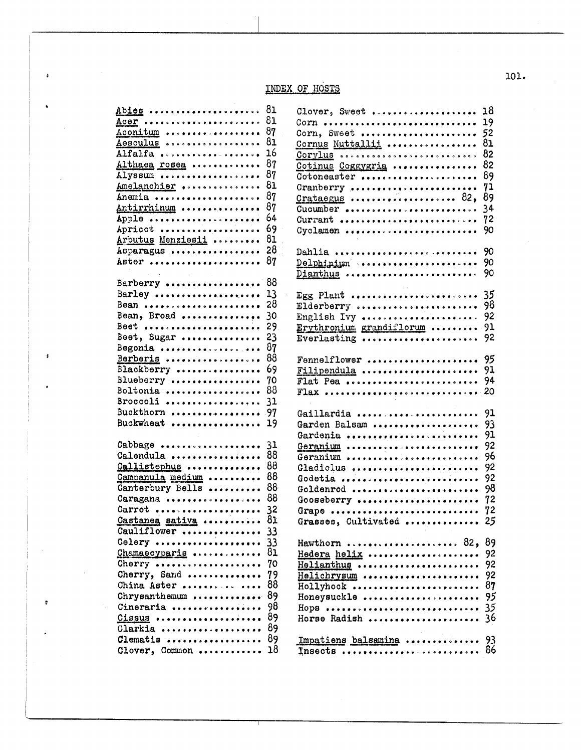## INDEX OF HOSTS

Abies ..................... 81
Acer ...................... 81
Aconitum .................. 87
Aesculus .................. 81
Alfalfa ................... 16
Althaea rosea ............. 87
Alyssum ................... 87
Amelanchier ............... 81
Anemia .................... 87
Antirrhinum ............... 87
Apple ..................... 64
Apricot ................... 69
Arbutus Menziesii ......... 81
Asparagus ................. 28
Aster ..................... 87

Barberry .................. 88
Barley .................... 13
Bean ...................... 28
Bean, Broad ............... 30
Beet ...................... 29
Beet, Sugar ............... 23
Begonia ................... 87
Berberis .................. 88
Blackberry ................ 69
Blueberry ................. 70
Boltonia .................. 88
Broccoli .................. 31
Buckthorn ................. 97
Buckwheat ................. 19

Cabbage ................... 31
Calendula ................. 88
Callistephus .............. 88
Campanula medium .......... 88
Canterbury Bells .......... 88
Caragana .................. 88
Carrot .................... 32
Castanea sativa ........... 81
Cauliflower ............... 33
Celery .................... 33
Chamaecyparis ............. 81
Cherry .................... 70
Cherry, Sand .............. 79
China Aster ............... 88
Chrysanthemum ............. 89
Cineraria ................. 98
Cissus .................... 89
Clarkia ................... 89
Clematis .................. 89
Clover, Common ............ 18

Clover, Sweet ............. 18
Corn ...................... 19
Corn, Sweet ............... 52
Cornus Nuttallii .......... 81
Corylus ................... 82
Cotinus Coggygria ......... 82
Cotoneaster ............... 89
Cranberry ................. 71
Crataegus ................. 82, 89
Cucumber .................. 34
Currant ................... 72
Cyclamen .................. 90

Dahlia .................... 90
Delphinium ................ 90
Dianthus .................. 90

Egg Plant ................. 35
Elderberry ................ 98
English Ivy ............... 92
Erythronium grandiflorum .. 91
Everlasting ............... 92

Fennelflower .............. 95
Filipendula ............... 91
Flat Pea .................. 94
Flax ...................... 20

Gaillardia ................ 91
Garden Balsam ............. 93
Gardenia .................. 91
Geranium .................. 92
Geranium .................. 96
Gladiolus ................. 92
Godetia ................... 92
Goldenrod ................. 98
Gooseberry ................ 72
Grape ..................... 72
Grasses, Cultivated ....... 25

Hawthorn .................. 82, 89
Hedera helix .............. 92
Helianthus ................ 92
Helichrysum ............... 92
Hollyhock ................. 87
Honeysuckle ............... 95
Hops ...................... 35
Horse Radish .............. 36

Impatiens balsamina ....... 93
Insects ................... 86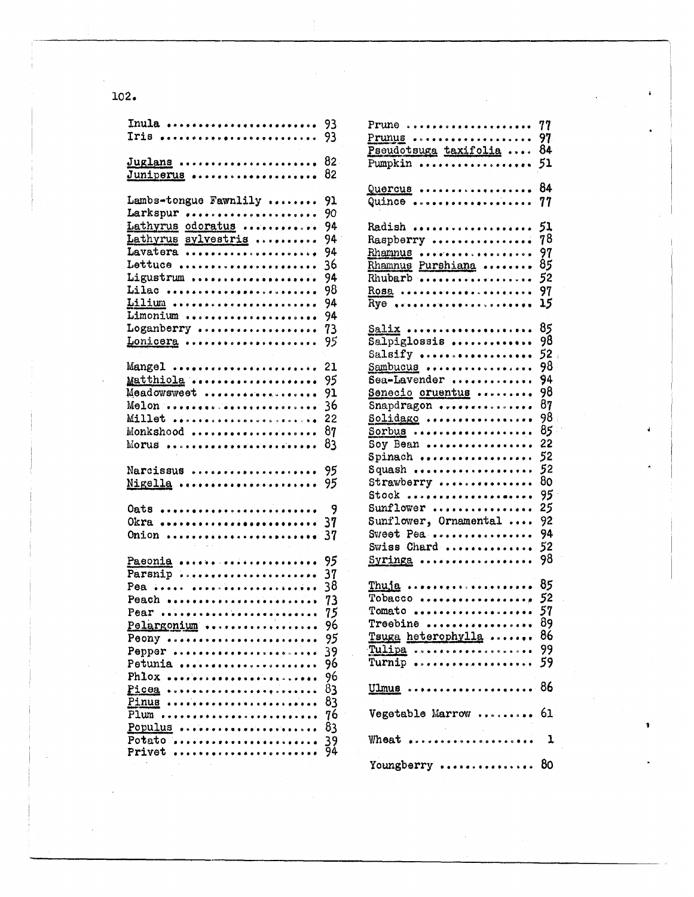Inula ........................ 93
Iris ......................... 93

Juglans ...................... 82
Juniperus .................... 82

Lambs-tongue Fawnlily ........ 91
Larkspur ..................... 90
Lathyrus odoratus ............ 94
Lathyrus sylvestris .......... 94
Lavatera ..................... 94
Lettuce ...................... 36
Ligustrum .................... 94
Lilac ........................ 98
Lilium ....................... 94
Limonium ..................... 94
Loganberry ................... 73
Lonicera ..................... 95

Mangel ....................... 21
Matthiola .................... 95
Meadowsweet .................. 91
Melon ........................ 36
Millet ....................... 22
Monkshood .................... 87
Morus ........................ 83

Narcissus .................... 95
Nigella ...................... 95

Oats ......................... 9
Okra ......................... 37
Onion ........................ 37

Paeonia ...................... 95
Parsnip ...................... 37
Pea .......................... 38
Peach ........................ 73
Pear ......................... 75
Pelargonium .................. 96
Peony ........................ 95
Pepper ....................... 39
Petunia ...................... 96
Phlox ........................ 96
Picea ........................ 83
Pinus ........................ 83
Plum ......................... 76
Populus ...................... 83
Potato ....................... 39
Privet ....................... 94

Prune ........................ 77
Prunus ....................... 97
Pseudotsuga taxifolia ........ 84
Pumpkin ...................... 51

Quercus ...................... 84
Quince ....................... 77

Radish ....................... 51
Raspberry .................... 78
Rhamnus ...................... 97
Rhamnus Purshiana ............ 85
Rhubarb ...................... 52
Rosa ......................... 97
Rye .......................... 15

Salix ........................ 85
Salpiglossis ................. 98
Salsify ...................... 52
Sambucus ..................... 98
Sea-Lavender ................. 94
Senecio cruentus ............. 98
Snapdragon ................... 87
Solidago ..................... 98
Sorbus ....................... 85
Soy Bean ..................... 22
Spinach ...................... 52
Squash ....................... 52
Strawberry ................... 80
Stock ........................ 95
Sunflower .................... 25
Sunflower, Ornamental ........ 92
Sweet Pea .................... 94
Swiss Chard .................. 52
Syringa ...................... 98

Thuja ........................ 85
Tobacco ...................... 52
Tomato ....................... 57
Treebine ..................... 89
Tsuga heterophylla ........... 86
Tulipa ....................... 99
Turnip ....................... 59

Ulmus ........................ 86

Vegetable Marrow ............. 61

Wheat ........................ 1

Youngberry ................... 80